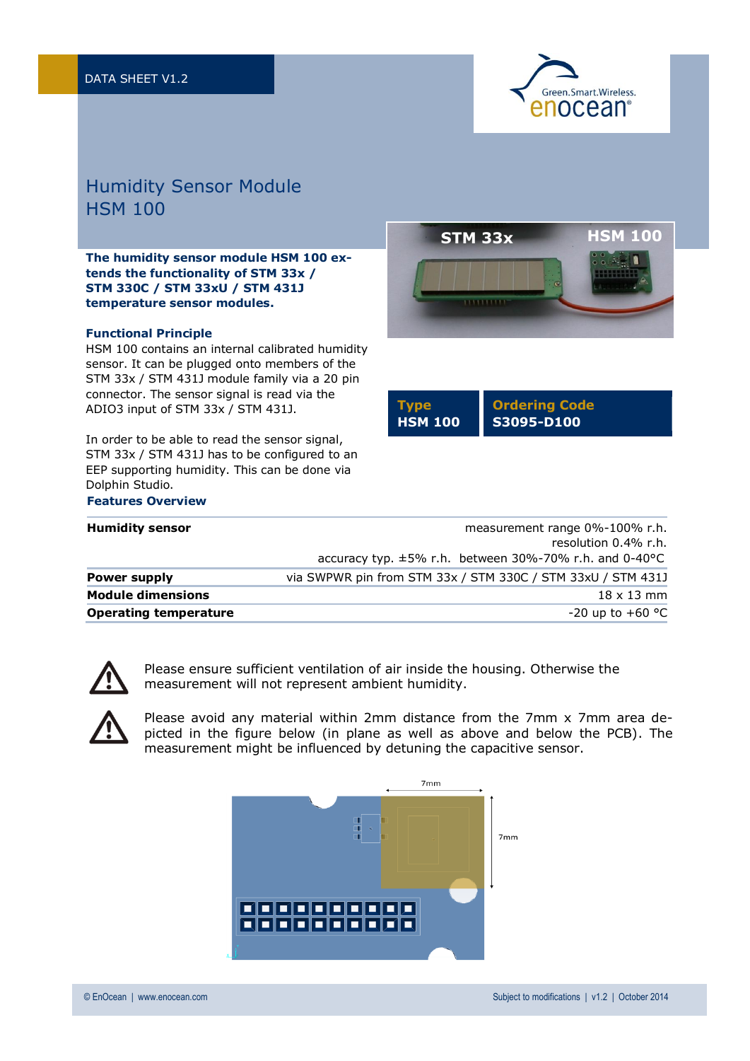DATA SHEET V1.2

# Humidity Sensor Module HSM 100

**The humidity sensor module HSM 100 extends the functionality of STM 33x / STM 330C / STM 33xU / STM 431J temperature sensor modules.**

| Type | Ordering Code |
|---|---|
| HSM 100 | S3095-D100 |

### Functional Principle

HSM 100 contains an internal calibrated humidity sensor. It can be plugged onto members of the STM 33x / STM 431J module family via a 20 pin connector. The sensor signal is read via the ADIO3 input of STM 33x / STM 431J.

In order to be able to read the sensor signal, STM 33x / STM 431J has to be configured to an EEP supporting humidity. This can be done via Dolphin Studio.

### Features Overview

| | |
|---|---|
| **Humidity sensor** | measurement range 0%-100% r.h.<br>resolution 0.4% r.h.<br>accuracy typ. ±5% r.h. between 30%-70% r.h. and 0-40°C |
| **Power supply** | via SWPWR pin from STM 33x / STM 330C / STM 33xU / STM 431J |
| **Module dimensions** | 18 x 13 mm |
| **Operating temperature** | -20 up to +60 °C |

⚠ Please ensure sufficient ventilation of air inside the housing. Otherwise the measurement will not represent ambient humidity.

⚠ Please avoid any material within 2mm distance from the 7mm x 7mm area depicted in the figure below (in plane as well as above and below the PCB). The measurement might be influenced by detuning the capacitive sensor.

© EnOcean | www.enocean.com

Subject to modifications | v1.2 | October 2014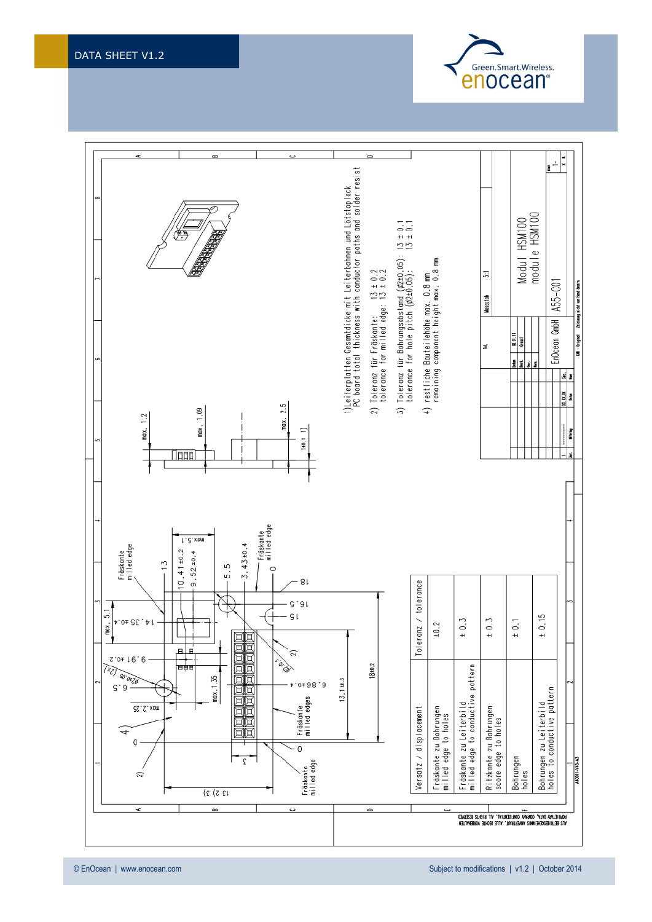1) Leiterplatten Gesamtdicke mit Leiterbahnen und Lötstoplack
PC board total thickness with conductor paths and solder resist

2) Toleranz für Fräskante: 13 ± 0.2
tolerance for milled edge: 13 ± 0.2

3) Toleranz für Bohrungsabstand (Ø2±0,05): 13 ± 0.1
tolerance for hole pitch (Ø2±0,05): 13 ± 0.1

4) restliche Bauteilehöhe max. 0.8 mm
remaining component height max. 0.8 mm

| Versatz / displacement | Toleranz / tolerance |
|---|---|
| Fräskante zu Bohrungen / milled edge to holes | ±0.2 |
| Fräskante zu Leiterbild / milled edge to conductive pattern | ± 0.3 |
| Ritzkante zu Bohrungen / score edge to holes | ± 0.3 |
| Bohrungen / holes | ± 0.1 |
| Bohrungen zu Leiterbild / holes to conductive pattern | ± 0.15 |

Fräskante milled edge

Fräskante milled edges

max. 1.2
max. 1.09
max. 2.5
1±0.1 1)
max. 5.1
14.35±0.4
9.91±0.2
Ø2±0.05 (2x)
6.5
max. 2.25
max. 1.35
6.86±0.4
13.1±0.3
18±0.2
13
10.41±0.2
9.52±0.4
5.5
3.43±0.4
max. 5.1
18
16.5
15
Ø2±0.1
13 2) 3)
3
0

Massstab 5:1

Datum 18.01.11
Bearb. Gressl

Modul HSM100
module HSM100

EnOcean GmbH A55-C01

ALS BETRIEBSGEHEIMNIS ANVERTRAUT. ALLE RECHTE VORBEHALTEN
PROPRIETARY DATA, COMPANY CONFIDENTIAL. ALL RIGHTS RESERVED